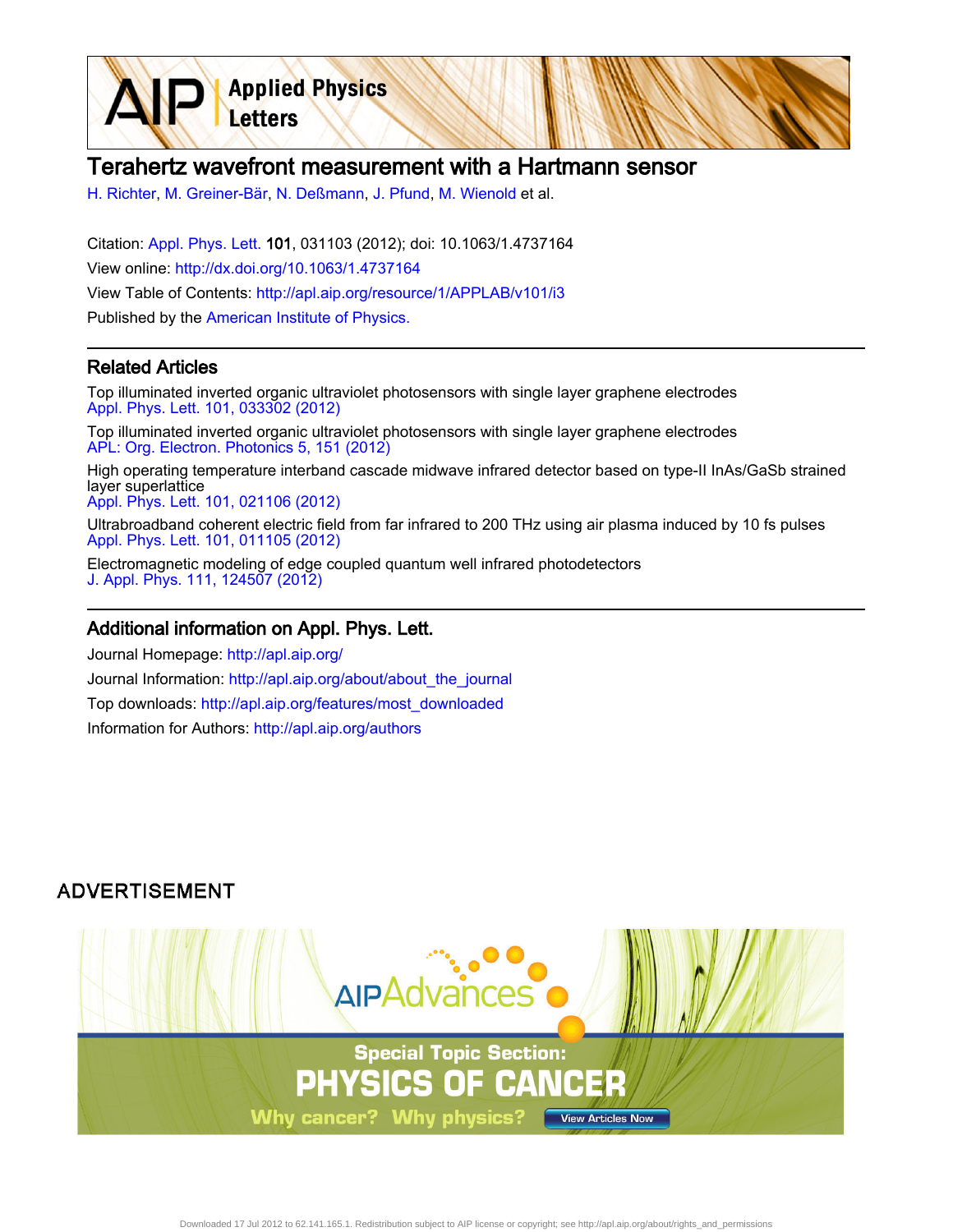# Terahertz wavefront measurement with a Hartmann sensor

H. Richter, M. Greiner-Bär, N. Deßmann, J. Pfund, M. Wienold et al.

Citation: Appl. Phys. Lett. **101**, 031103 (2012); doi: 10.1063/1.4737164

View online: http://dx.doi.org/10.1063/1.4737164

View Table of Contents: http://apl.aip.org/resource/1/APPLAB/v101/i3

Published by the American Institute of Physics.

## Related Articles

Top illuminated inverted organic ultraviolet photosensors with single layer graphene electrodes
Appl. Phys. Lett. 101, 033302 (2012)

Top illuminated inverted organic ultraviolet photosensors with single layer graphene electrodes
APL: Org. Electron. Photonics 5, 151 (2012)

High operating temperature interband cascade midwave infrared detector based on type-II InAs/GaSb strained layer superlattice
Appl. Phys. Lett. 101, 021106 (2012)

Ultrabroadband coherent electric field from far infrared to 200 THz using air plasma induced by 10 fs pulses
Appl. Phys. Lett. 101, 011105 (2012)

Electromagnetic modeling of edge coupled quantum well infrared photodetectors
J. Appl. Phys. 111, 124507 (2012)

## Additional information on Appl. Phys. Lett.

Journal Homepage: http://apl.aip.org/

Journal Information: http://apl.aip.org/about/about_the_journal

Top downloads: http://apl.aip.org/features/most_downloaded

Information for Authors: http://apl.aip.org/authors

ADVERTISEMENT

AIP Advances

Special Topic Section: PHYSICS OF CANCER

Why cancer? Why physics? View Articles Now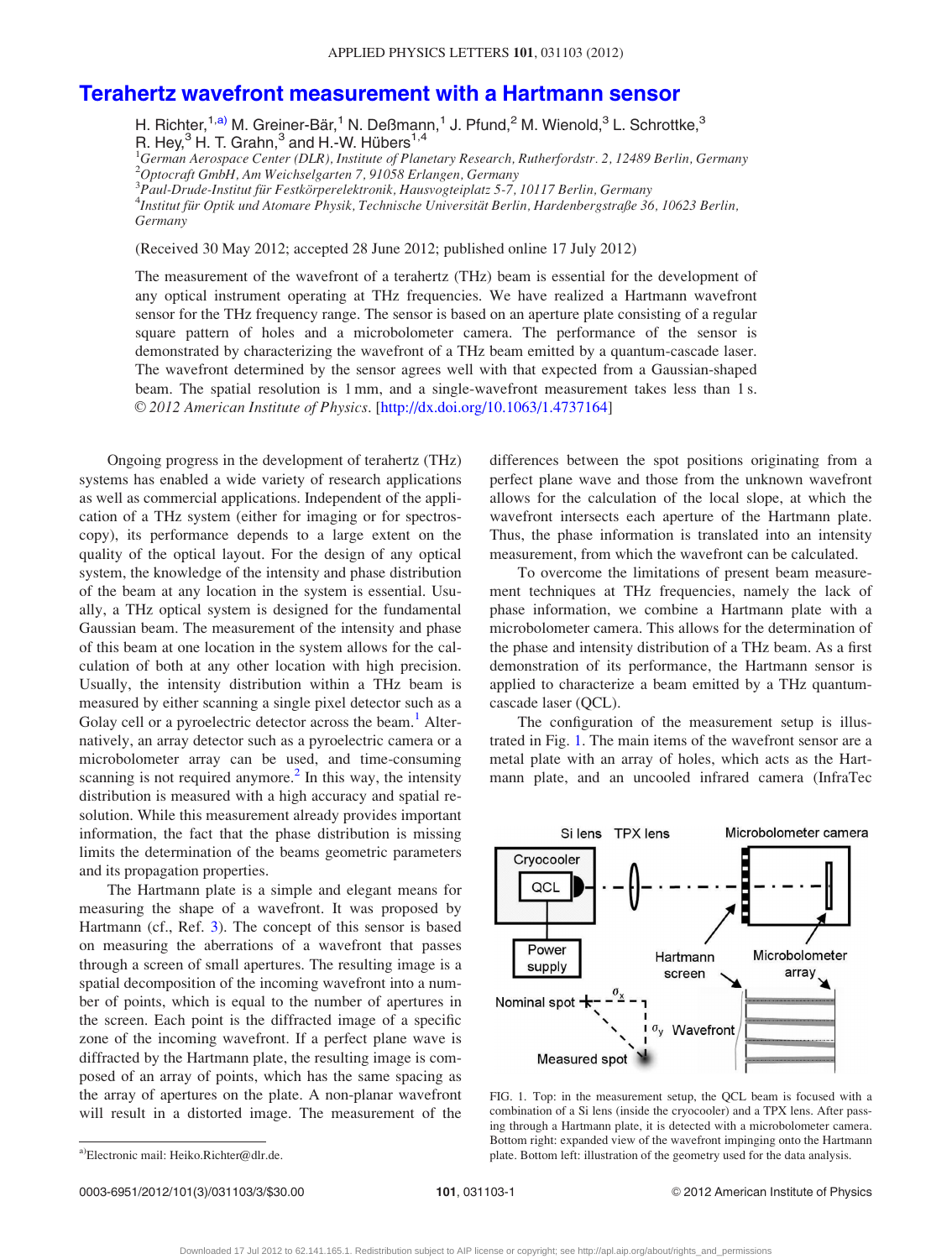# Terahertz wavefront measurement with a Hartmann sensor

H. Richter,[1,a)] M. Greiner-Bär,[1] N. Deßmann,[1] J. Pfund,[2] M. Wienold,[3] L. Schrottke,[3] R. Hey,[3] H. T. Grahn,[3] and H.-W. Hübers[1,4]

[1]*German Aerospace Center (DLR), Institute of Planetary Research, Rutherfordstr. 2, 12489 Berlin, Germany*
[2]*Optocraft GmbH, Am Weichselgarten 7, 91058 Erlangen, Germany*
[3]*Paul-Drude-Institut für Festkörperelektronik, Hausvogteiplatz 5-7, 10117 Berlin, Germany*
[4]*Institut für Optik und Atomare Physik, Technische Universität Berlin, Hardenbergstraße 36, 10623 Berlin, Germany*

(Received 30 May 2012; accepted 28 June 2012; published online 17 July 2012)

The measurement of the wavefront of a terahertz (THz) beam is essential for the development of any optical instrument operating at THz frequencies. We have realized a Hartmann wavefront sensor for the THz frequency range. The sensor is based on an aperture plate consisting of a regular square pattern of holes and a microbolometer camera. The performance of the sensor is demonstrated by characterizing the wavefront of a THz beam emitted by a quantum-cascade laser. The wavefront determined by the sensor agrees well with that expected from a Gaussian-shaped beam. The spatial resolution is 1 mm, and a single-wavefront measurement takes less than 1 s. © *2012 American Institute of Physics*. [http://dx.doi.org/10.1063/1.4737164]

Ongoing progress in the development of terahertz (THz) systems has enabled a wide variety of research applications as well as commercial applications. Independent of the application of a THz system (either for imaging or for spectroscopy), its performance depends to a large extent on the quality of the optical layout. For the design of any optical system, the knowledge of the intensity and phase distribution of the beam at any location in the system is essential. Usually, a THz optical system is designed for the fundamental Gaussian beam. The measurement of the intensity and phase of this beam at one location in the system allows for the calculation of both at any other location with high precision. Usually, the intensity distribution within a THz beam is measured by either scanning a single pixel detector such as a Golay cell or a pyroelectric detector across the beam.[1] Alternatively, an array detector such as a pyroelectric camera or a microbolometer array can be used, and time-consuming scanning is not required anymore.[2] In this way, the intensity distribution is measured with a high accuracy and spatial resolution. While this measurement already provides important information, the fact that the phase distribution is missing limits the determination of the beams geometric parameters and its propagation properties.

The Hartmann plate is a simple and elegant means for measuring the shape of a wavefront. It was proposed by Hartmann (cf., Ref. 3). The concept of this sensor is based on measuring the aberrations of a wavefront that passes through a screen of small apertures. The resulting image is a spatial decomposition of the incoming wavefront into a number of points, which is equal to the number of apertures in the screen. Each point is the diffracted image of a specific zone of the incoming wavefront. If a perfect plane wave is diffracted by the Hartmann plate, the resulting image is composed of an array of points, which has the same spacing as the array of apertures on the plate. A non-planar wavefront will result in a distorted image. The measurement of the differences between the spot positions originating from a perfect plane wave and those from the unknown wavefront allows for the calculation of the local slope, at which the wavefront intersects each aperture of the Hartmann plate. Thus, the phase information is translated into an intensity measurement, from which the wavefront can be calculated.

To overcome the limitations of present beam measurement techniques at THz frequencies, namely the lack of phase information, we combine a Hartmann plate with a microbolometer camera. This allows for the determination of the phase and intensity distribution of a THz beam. As a first demonstration of its performance, the Hartmann sensor is applied to characterize a beam emitted by a THz quantum-cascade laser (QCL).

The configuration of the measurement setup is illustrated in Fig. 1. The main items of the wavefront sensor are a metal plate with an array of holes, which acts as the Hartmann plate, and an uncooled infrared camera (InfraTec

Si lens
TPX lens
Microbolometer camera
Cryocooler
QCL
Power supply
Hartmann screen
Microbolometer array
Nominal spot
$\sigma_x$
$\sigma_y$
Wavefront
Measured spot

FIG. 1. Top: in the measurement setup, the QCL beam is focused with a combination of a Si lens (inside the cryocooler) and a TPX lens. After passing through a Hartmann plate, it is detected with a microbolometer camera. Bottom right: expanded view of the wavefront impinging onto the Hartmann plate. Bottom left: illustration of the geometry used for the data analysis.

a)Electronic mail: Heiko.Richter@dlr.de.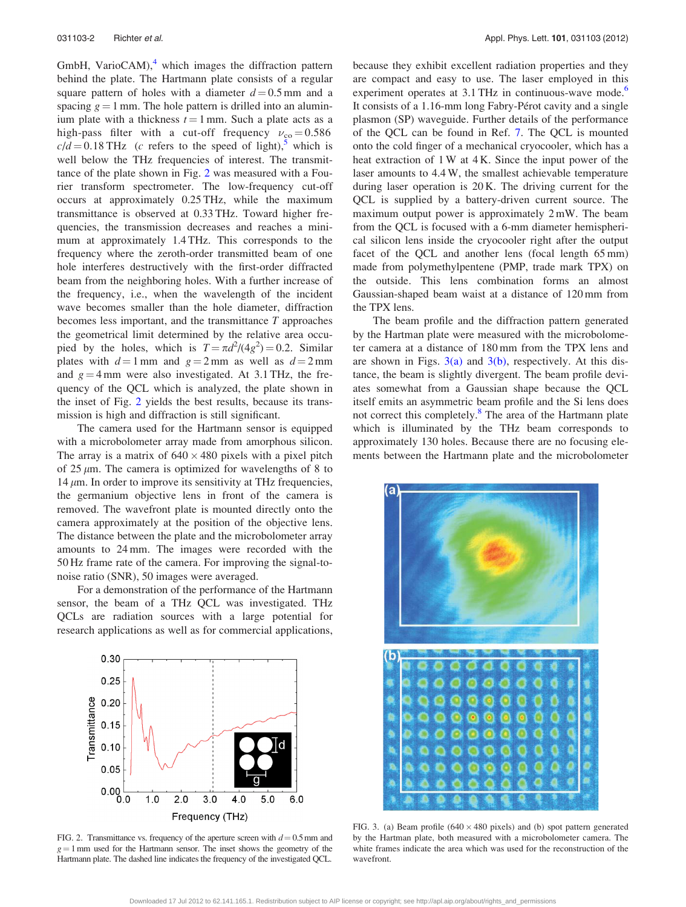GmbH, VarioCAM),[4] which images the diffraction pattern behind the plate. The Hartmann plate consists of a regular square pattern of holes with a diameter $d = 0.5$ mm and a spacing $g = 1$ mm. The hole pattern is drilled into an aluminium plate with a thickness $t = 1$ mm. Such a plate acts as a high-pass filter with a cut-off frequency $\nu_{co} = 0.586\ c/d = 0.18$ THz ($c$ refers to the speed of light),[5] which is well below the THz frequencies of interest. The transmittance of the plate shown in Fig. 2 was measured with a Fourier transform spectrometer. The low-frequency cut-off occurs at approximately 0.25 THz, while the maximum transmittance is observed at 0.33 THz. Toward higher frequencies, the transmission decreases and reaches a minimum at approximately 1.4 THz. This corresponds to the frequency where the zeroth-order transmitted beam of one hole interferes destructively with the first-order diffracted beam from the neighboring holes. With a further increase of the frequency, i.e., when the wavelength of the incident wave becomes smaller than the hole diameter, diffraction becomes less important, and the transmittance $T$ approaches the geometrical limit determined by the relative area occupied by the holes, which is $T = \pi d^2/(4g^2) = 0.2$. Similar plates with $d = 1$ mm and $g = 2$ mm as well as $d = 2$ mm and $g = 4$ mm were also investigated. At 3.1 THz, the frequency of the QCL which is analyzed, the plate shown in the inset of Fig. 2 yields the best results, because its transmission is high and diffraction is still significant.

The camera used for the Hartmann sensor is equipped with a microbolometer array made from amorphous silicon. The array is a matrix of $640 \times 480$ pixels with a pixel pitch of 25 $\mu$m. The camera is optimized for wavelengths of 8 to 14 $\mu$m. In order to improve its sensitivity at THz frequencies, the germanium objective lens in front of the camera is removed. The wavefront plate is mounted directly onto the camera approximately at the position of the objective lens. The distance between the plate and the microbolometer array amounts to 24 mm. The images were recorded with the 50 Hz frame rate of the camera. For improving the signal-to-noise ratio (SNR), 50 images were averaged.

For a demonstration of the performance of the Hartmann sensor, the beam of a THz QCL was investigated. THz QCLs are radiation sources with a large potential for research applications as well as for commercial applications, because they exhibit excellent radiation properties and they are compact and easy to use. The laser employed in this experiment operates at 3.1 THz in continuous-wave mode.[6] It consists of a 1.16-mm long Fabry-Pérot cavity and a single plasmon (SP) waveguide. Further details of the performance of the QCL can be found in Ref. 7. The QCL is mounted onto the cold finger of a mechanical cryocooler, which has a heat extraction of 1 W at 4 K. Since the input power of the laser amounts to 4.4 W, the smallest achievable temperature during laser operation is 20 K. The driving current for the QCL is supplied by a battery-driven current source. The maximum output power is approximately 2 mW. The beam from the QCL is focused with a 6-mm diameter hemispherical silicon lens inside the cryocooler right after the output facet of the QCL and another lens (focal length 65 mm) made from polymethylpentene (PMP, trade mark TPX) on the outside. This lens combination forms an almost Gaussian-shaped beam waist at a distance of 120 mm from the TPX lens.

The beam profile and the diffraction pattern generated by the Hartman plate were measured with the microbolometer camera at a distance of 180 mm from the TPX lens and are shown in Figs. 3(a) and 3(b), respectively. At this distance, the beam is slightly divergent. The beam profile deviates somewhat from a Gaussian shape because the QCL itself emits an asymmetric beam profile and the Si lens does not correct this completely.[8] The area of the Hartmann plate which is illuminated by the THz beam corresponds to approximately 130 holes. Because there are no focusing elements between the Hartmann plate and the microbolometer

FIG. 2. Transmittance vs. frequency of the aperture screen with $d = 0.5$ mm and $g = 1$ mm used for the Hartmann sensor. The inset shows the geometry of the Hartmann plate. The dashed line indicates the frequency of the investigated QCL.

FIG. 3. (a) Beam profile ($640 \times 480$ pixels) and (b) spot pattern generated by the Hartman plate, both measured with a microbolometer camera. The white frames indicate the area which was used for the reconstruction of the wavefront.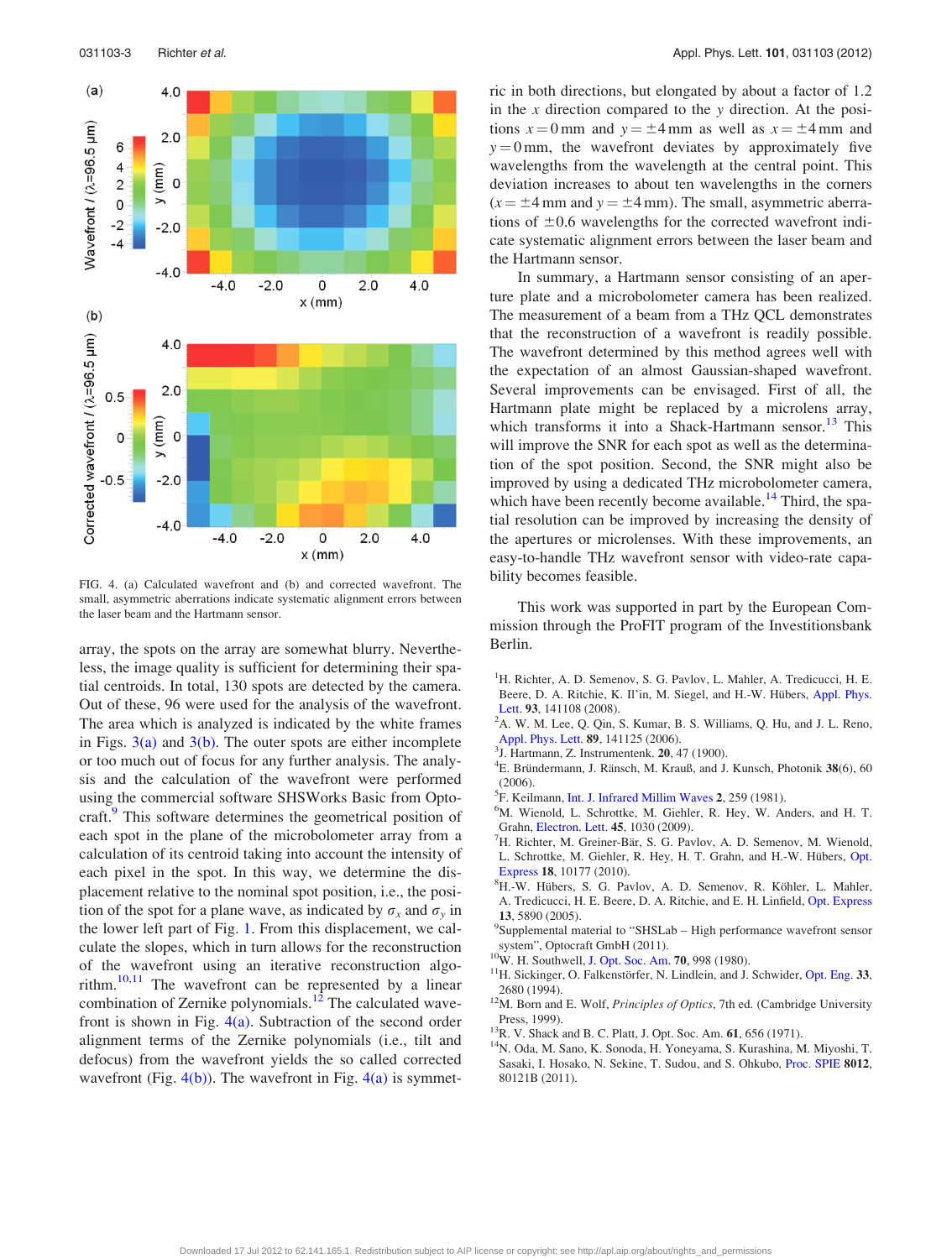(a)

Wavefront / (λ=96.5 μm)

6
4
2
0
-2
-4

y (mm)

4.0
2.0
0
-2.0
-4.0

-4.0 -2.0 0 2.0 4.0

x (mm)

(b)

Corrected wavefront / (λ=96.5 μm)

0.5
0
-0.5

y (mm)

4.0
2.0
0
-2.0
-4.0

-4.0 -2.0 0 2.0 4.0

x (mm)

FIG. 4. (a) Calculated wavefront and (b) and corrected wavefront. The small, asymmetric aberrations indicate systematic alignment errors between the laser beam and the Hartmann sensor.

array, the spots on the array are somewhat blurry. Nevertheless, the image quality is sufficient for determining their spatial centroids. In total, 130 spots are detected by the camera. Out of these, 96 were used for the analysis of the wavefront. The area which is analyzed is indicated by the white frames in Figs. 3(a) and 3(b). The outer spots are either incomplete or too much out of focus for any further analysis. The analysis and the calculation of the wavefront were performed using the commercial software SHSWorks Basic from Optocraft.[9] This software determines the geometrical position of each spot in the plane of the microbolometer array from a calculation of its centroid taking into account the intensity of each pixel in the spot. In this way, we determine the displacement relative to the nominal spot position, i.e., the position of the spot for a plane wave, as indicated by $\sigma_x$ and $\sigma_y$ in the lower left part of Fig. 1. From this displacement, we calculate the slopes, which in turn allows for the reconstruction of the wavefront using an iterative reconstruction algorithm.[10,11] The wavefront can be represented by a linear combination of Zernike polynomials.[12] The calculated wavefront is shown in Fig. 4(a). Subtraction of the second order alignment terms of the Zernike polynomials (i.e., tilt and defocus) from the wavefront yields the so called corrected wavefront (Fig. 4(b)). The wavefront in Fig. 4(a) is symmetric in both directions, but elongated by about a factor of 1.2 in the $x$ direction compared to the $y$ direction. At the positions $x = 0$ mm and $y = \pm 4$ mm as well as $x = \pm 4$ mm and $y = 0$ mm, the wavefront deviates by approximately five wavelengths from the wavelength at the central point. This deviation increases to about ten wavelengths in the corners ($x = \pm 4$ mm and $y = \pm 4$ mm). The small, asymmetric aberrations of $\pm 0.6$ wavelengths for the corrected wavefront indicate systematic alignment errors between the laser beam and the Hartmann sensor.

In summary, a Hartmann sensor consisting of an aperture plate and a microbolometer camera has been realized. The measurement of a beam from a THz QCL demonstrates that the reconstruction of a wavefront is readily possible. The wavefront determined by this method agrees well with the expectation of an almost Gaussian-shaped wavefront. Several improvements can be envisaged. First of all, the Hartmann plate might be replaced by a microlens array, which transforms it into a Shack-Hartmann sensor.[13] This will improve the SNR for each spot as well as the determination of the spot position. Second, the SNR might also be improved by using a dedicated THz microbolometer camera, which have been recently become available.[14] Third, the spatial resolution can be improved by increasing the density of the apertures or microlenses. With these improvements, an easy-to-handle THz wavefront sensor with video-rate capability becomes feasible.

This work was supported in part by the European Commission through the ProFIT program of the Investitionsbank Berlin.

[1] H. Richter, A. D. Semenov, S. G. Pavlov, L. Mahler, A. Tredicucci, H. E. Beere, D. A. Ritchie, K. Il'in, M. Siegel, and H.-W. Hübers, Appl. Phys. Lett. **93**, 141108 (2008).

[2] A. W. M. Lee, Q. Qin, S. Kumar, B. S. Williams, Q. Hu, and J. L. Reno, Appl. Phys. Lett. **89**, 141125 (2006).

[3] J. Hartmann, Z. Instrumentenk. **20**, 47 (1900).

[4] E. Bründermann, J. Ränsch, M. Krauß, and J. Kunsch, Photonik **38**(6), 60 (2006).

[5] F. Keilmann, Int. J. Infrared Millim Waves **2**, 259 (1981).

[6] M. Wienold, L. Schrottke, M. Giehler, R. Hey, W. Anders, and H. T. Grahn, Electron. Lett. **45**, 1030 (2009).

[7] H. Richter, M. Greiner-Bär, S. G. Pavlov, A. D. Semenov, M. Wienold, L. Schrottke, M. Giehler, R. Hey, H. T. Grahn, and H.-W. Hübers, Opt. Express **18**, 10177 (2010).

[8] H.-W. Hübers, S. G. Pavlov, A. D. Semenov, R. Köhler, L. Mahler, A. Tredicucci, H. E. Beere, D. A. Ritchie, and E. H. Linfield, Opt. Express **13**, 5890 (2005).

[9] Supplemental material to "SHSLab – High performance wavefront sensor system", Optocraft GmbH (2011).

[10] W. H. Southwell, J. Opt. Soc. Am. **70**, 998 (1980).

[11] H. Sickinger, O. Falkenstörfer, N. Lindlein, and J. Schwider, Opt. Eng. **33**, 2680 (1994).

[12] M. Born and E. Wolf, *Principles of Optics*, 7th ed. (Cambridge University Press, 1999).

[13] R. V. Shack and B. C. Platt, J. Opt. Soc. Am. **61**, 656 (1971).

[14] N. Oda, M. Sano, K. Sonoda, H. Yoneyama, S. Kurashina, M. Miyoshi, T. Sasaki, I. Hosako, N. Sekine, T. Sudou, and S. Ohkubo, Proc. SPIE **8012**, 80121B (2011).